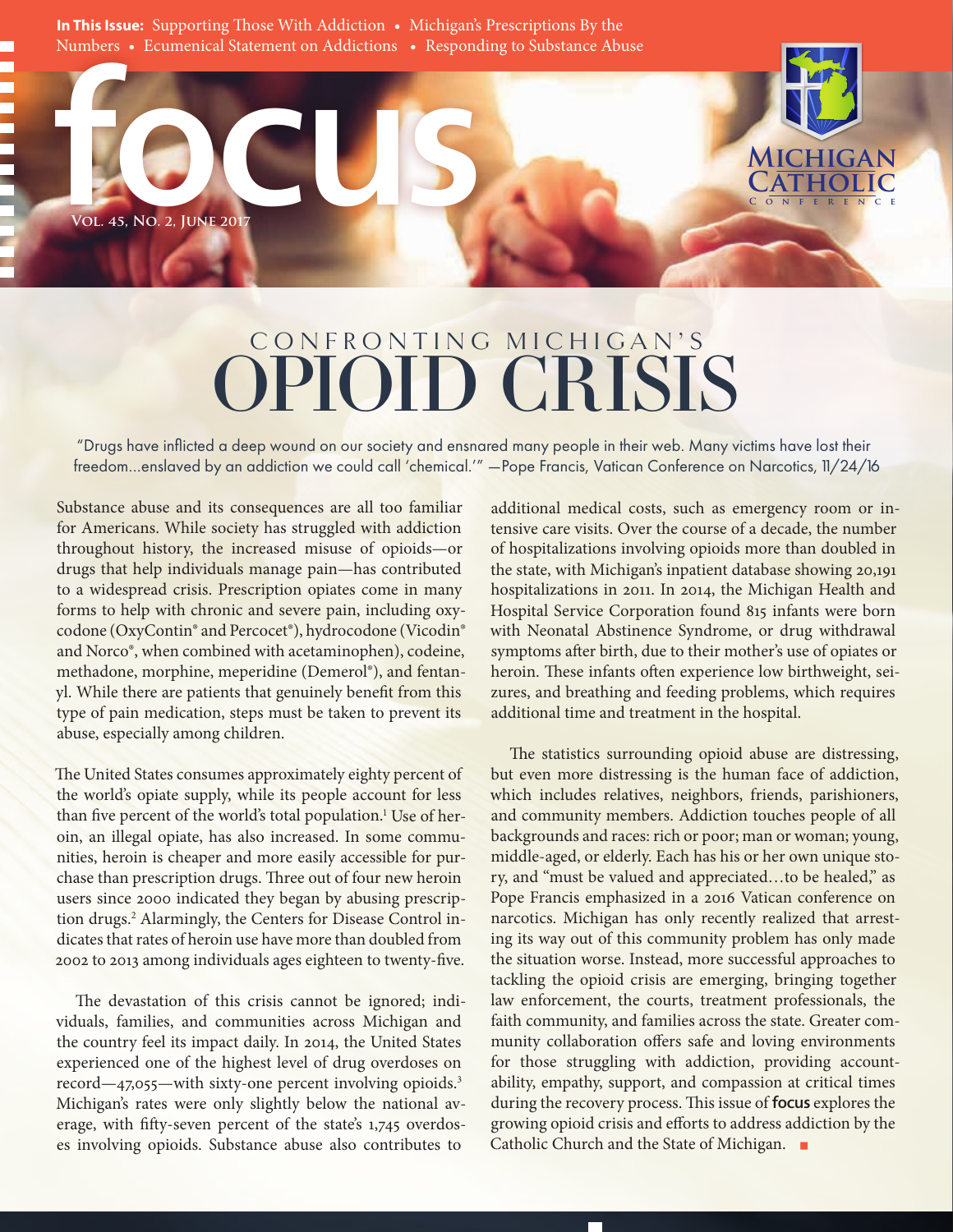**In This Issue:** Supporting Those With Addiction • Michigan's Prescriptions By the Numbers • Ecumenical Statement on Addictions • Responding to Substance Abuse

# focus

Vol. 45, No. 2, June 2017

Michigan Catholic Conference

## CONFRONTING MICHIGAN'S OPIOID CRISIS

"Drugs have inflicted a deep wound on our society and ensnared many people in their web. Many victims have lost their freedom…enslaved by an addiction we could call 'chemical.'" —Pope Francis, Vatican Conference on Narcotics, 11/24/16

Substance abuse and its consequences are all too familiar for Americans. While society has struggled with addiction throughout history, the increased misuse of opioids—or drugs that help individuals manage pain—has contributed to a widespread crisis. Prescription opiates come in many forms to help with chronic and severe pain, including oxycodone (OxyContin® and Percocet®), hydrocodone (Vicodin® and Norco®, when combined with acetaminophen), codeine, methadone, morphine, meperidine (Demerol®), and fentanyl. While there are patients that genuinely benefit from this type of pain medication, steps must be taken to prevent its abuse, especially among children.

The United States consumes approximately eighty percent of the world's opiate supply, while its people account for less than five percent of the world's total population.[1] Use of heroin, an illegal opiate, has also increased. In some communities, heroin is cheaper and more easily accessible for purchase than prescription drugs. Three out of four new heroin users since 2000 indicated they began by abusing prescription drugs.[2] Alarmingly, the Centers for Disease Control indicates that rates of heroin use have more than doubled from 2002 to 2013 among individuals ages eighteen to twenty-five.

The devastation of this crisis cannot be ignored; individuals, families, and communities across Michigan and the country feel its impact daily. In 2014, the United States experienced one of the highest level of drug overdoses on record—47,055—with sixty-one percent involving opioids.[3] Michigan's rates were only slightly below the national average, with fifty-seven percent of the state's 1,745 overdoses involving opioids. Substance abuse also contributes to additional medical costs, such as emergency room or intensive care visits. Over the course of a decade, the number of hospitalizations involving opioids more than doubled in the state, with Michigan's inpatient database showing 20,191 hospitalizations in 2011. In 2014, the Michigan Health and Hospital Service Corporation found 815 infants were born with Neonatal Abstinence Syndrome, or drug withdrawal symptoms after birth, due to their mother's use of opiates or heroin. These infants often experience low birthweight, seizures, and breathing and feeding problems, which requires additional time and treatment in the hospital.

The statistics surrounding opioid abuse are distressing, but even more distressing is the human face of addiction, which includes relatives, neighbors, friends, parishioners, and community members. Addiction touches people of all backgrounds and races: rich or poor; man or woman; young, middle-aged, or elderly. Each has his or her own unique story, and "must be valued and appreciated…to be healed," as Pope Francis emphasized in a 2016 Vatican conference on narcotics. Michigan has only recently realized that arresting its way out of this community problem has only made the situation worse. Instead, more successful approaches to tackling the opioid crisis are emerging, bringing together law enforcement, the courts, treatment professionals, the faith community, and families across the state. Greater community collaboration offers safe and loving environments for those struggling with addiction, providing accountability, empathy, support, and compassion at critical times during the recovery process. This issue of **focus** explores the growing opioid crisis and efforts to address addiction by the Catholic Church and the State of Michigan.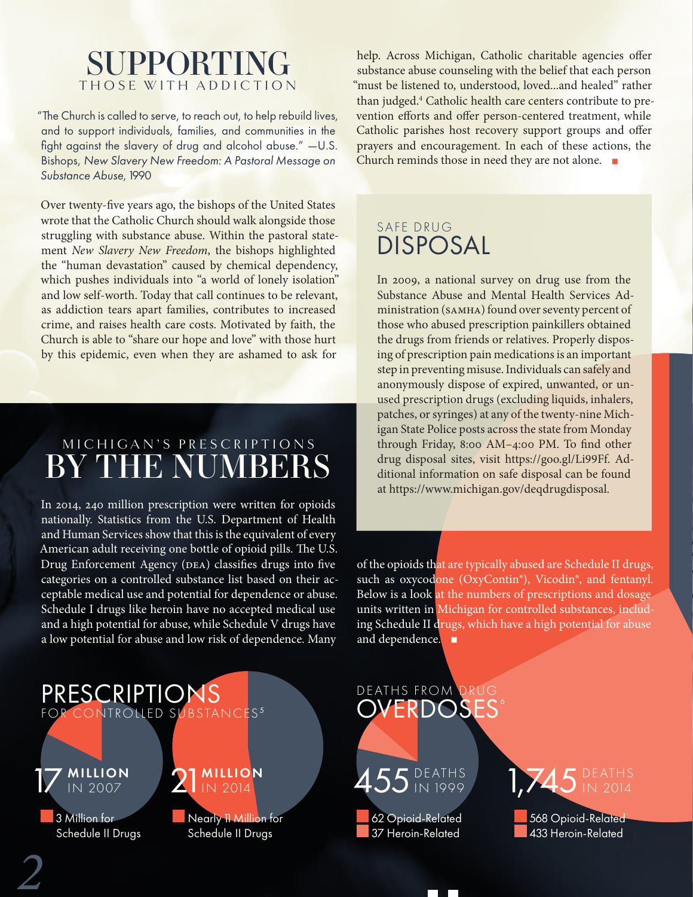# SUPPORTING THOSE WITH ADDICTION

"The Church is called to serve, to reach out, to help rebuild lives, and to support individuals, families, and communities in the fight against the slavery of drug and alcohol abuse." —U.S. Bishops, *New Slavery New Freedom: A Pastoral Message on Substance Abuse*, 1990

Over twenty-five years ago, the bishops of the United States wrote that the Catholic Church should walk alongside those struggling with substance abuse. Within the pastoral statement *New Slavery New Freedom*, the bishops highlighted the "human devastation" caused by chemical dependency, which pushes individuals into "a world of lonely isolation" and low self-worth. Today that call continues to be relevant, as addiction tears apart families, contributes to increased crime, and raises health care costs. Motivated by faith, the Church is able to "share our hope and love" with those hurt by this epidemic, even when they are ashamed to ask for help. Across Michigan, Catholic charitable agencies offer substance abuse counseling with the belief that each person "must be listened to, understood, loved...and healed" rather than judged.[4] Catholic health care centers contribute to prevention efforts and offer person-centered treatment, while Catholic parishes host recovery support groups and offer prayers and encouragement. In each of these actions, the Church reminds those in need they are not alone. ■

## SAFE DRUG DISPOSAL

In 2009, a national survey on drug use from the Substance Abuse and Mental Health Services Administration (SAMHA) found over seventy percent of those who abused prescription painkillers obtained the drugs from friends or relatives. Properly disposing of prescription pain medications is an important step in preventing misuse. Individuals can safely and anonymously dispose of expired, unwanted, or unused prescription drugs (excluding liquids, inhalers, patches, or syringes) at any of the twenty-nine Michigan State Police posts across the state from Monday through Friday, 8:00 AM–4:00 PM. To find other drug disposal sites, visit https://goo.gl/Li99Ff. Additional information on safe disposal can be found at https://www.michigan.gov/deqdrugdisposal.

## MICHIGAN'S PRESCRIPTIONS BY THE NUMBERS

In 2014, 240 million prescription were written for opioids nationally. Statistics from the U.S. Department of Health and Human Services show that this is the equivalent of every American adult receiving one bottle of opioid pills. The U.S. Drug Enforcement Agency (DEA) classifies drugs into five categories on a controlled substance list based on their acceptable medical use and potential for dependence or abuse. Schedule I drugs like heroin have no accepted medical use and a high potential for abuse, while Schedule V drugs have a low potential for abuse and low risk of dependence. Many of the opioids that are typically abused are Schedule II drugs, such as oxycodone (OxyContin®), Vicodin®, and fentanyl. Below is a look at the numbers of prescriptions and dosage units written in Michigan for controlled substances, including Schedule II drugs, which have a high potential for abuse and dependence. ■

### PRESCRIPTIONS FOR CONTROLLED SUBSTANCES[5]

**17 MILLION** IN 2007
- 3 Million for Schedule II Drugs

**21 MILLION** IN 2014
- Nearly 11 Million for Schedule II Drugs

### DEATHS FROM DRUG OVERDOSES[6]

**455** DEATHS IN 1999
- 62 Opioid-Related
- 37 Heroin-Related

**1,745** DEATHS IN 2014
- 568 Opioid-Related
- 433 Heroin-Related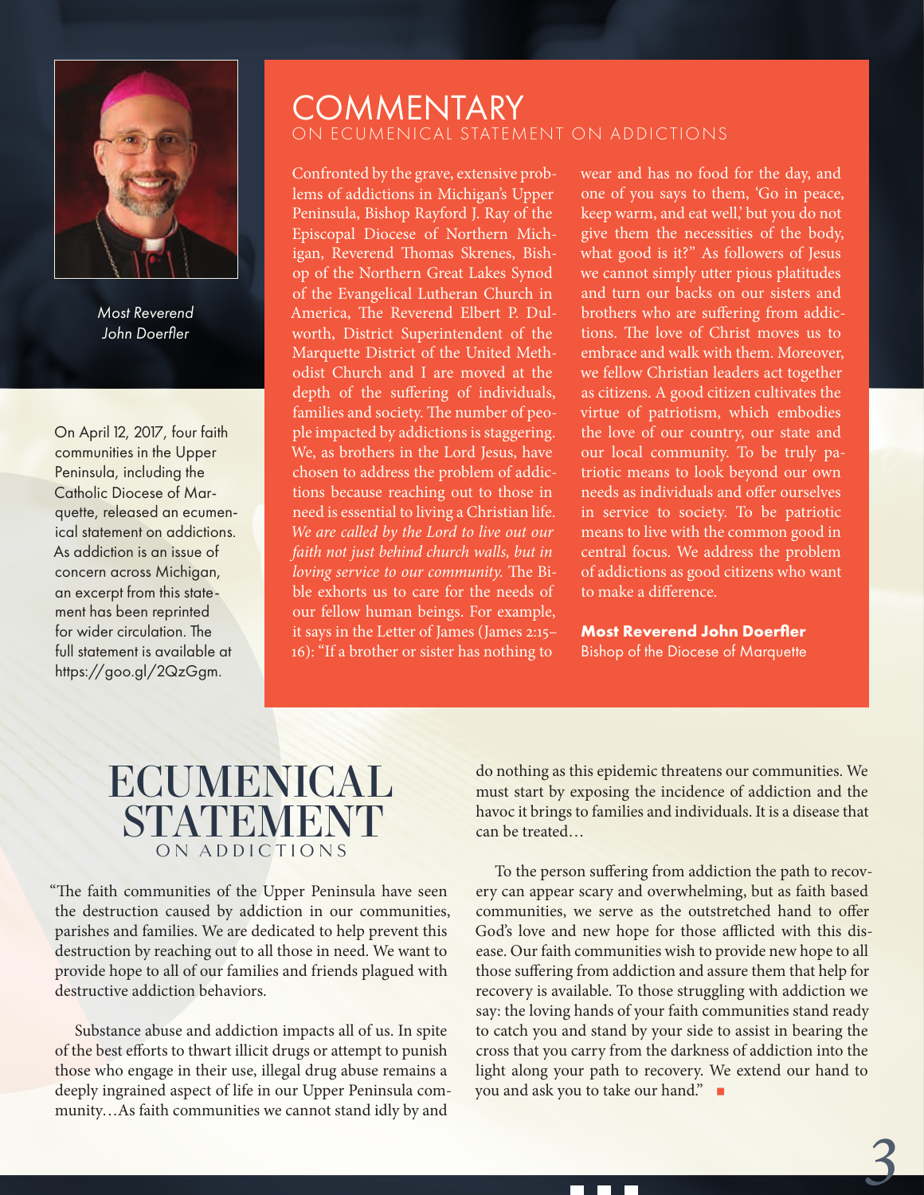Most Reverend John Doerfler

On April 12, 2017, four faith communities in the Upper Peninsula, including the Catholic Diocese of Marquette, released an ecumenical statement on addictions. As addiction is an issue of concern across Michigan, an excerpt from this statement has been reprinted for wider circulation. The full statement is available at https://goo.gl/2QzGgm.

# COMMENTARY

## ON ECUMENICAL STATEMENT ON ADDICTIONS

Confronted by the grave, extensive problems of addictions in Michigan's Upper Peninsula, Bishop Rayford J. Ray of the Episcopal Diocese of Northern Michigan, Reverend Thomas Skrenes, Bishop of the Northern Great Lakes Synod of the Evangelical Lutheran Church in America, The Reverend Elbert P. Dulworth, District Superintendent of the Marquette District of the United Methodist Church and I are moved at the depth of the suffering of individuals, families and society. The number of people impacted by addictions is staggering. We, as brothers in the Lord Jesus, have chosen to address the problem of addictions because reaching out to those in need is essential to living a Christian life. *We are called by the Lord to live out our faith not just behind church walls, but in loving service to our community.* The Bible exhorts us to care for the needs of our fellow human beings. For example, it says in the Letter of James (James 2:15–16): "If a brother or sister has nothing to wear and has no food for the day, and one of you says to them, 'Go in peace, keep warm, and eat well,' but you do not give them the necessities of the body, what good is it?" As followers of Jesus we cannot simply utter pious platitudes and turn our backs on our sisters and brothers who are suffering from addictions. The love of Christ moves us to embrace and walk with them. Moreover, we fellow Christian leaders act together as citizens. A good citizen cultivates the virtue of patriotism, which embodies the love of our country, our state and our local community. To be truly patriotic means to look beyond our own needs as individuals and offer ourselves in service to society. To be patriotic means to live with the common good in central focus. We address the problem of addictions as good citizens who want to make a difference.

**Most Reverend John Doerfler**
Bishop of the Diocese of Marquette

# ECUMENICAL STATEMENT

## ON ADDICTIONS

"The faith communities of the Upper Peninsula have seen the destruction caused by addiction in our communities, parishes and families. We are dedicated to help prevent this destruction by reaching out to all those in need. We want to provide hope to all of our families and friends plagued with destructive addiction behaviors.

Substance abuse and addiction impacts all of us. In spite of the best efforts to thwart illicit drugs or attempt to punish those who engage in their use, illegal drug abuse remains a deeply ingrained aspect of life in our Upper Peninsula community…As faith communities we cannot stand idly by and do nothing as this epidemic threatens our communities. We must start by exposing the incidence of addiction and the havoc it brings to families and individuals. It is a disease that can be treated…

To the person suffering from addiction the path to recovery can appear scary and overwhelming, but as faith based communities, we serve as the outstretched hand to offer God's love and new hope for those afflicted with this disease. Our faith communities wish to provide new hope to all those suffering from addiction and assure them that help for recovery is available. To those struggling with addiction we say: the loving hands of your faith communities stand ready to catch you and stand by your side to assist in bearing the cross that you carry from the darkness of addiction into the light along your path to recovery. We extend our hand to you and ask you to take our hand." ■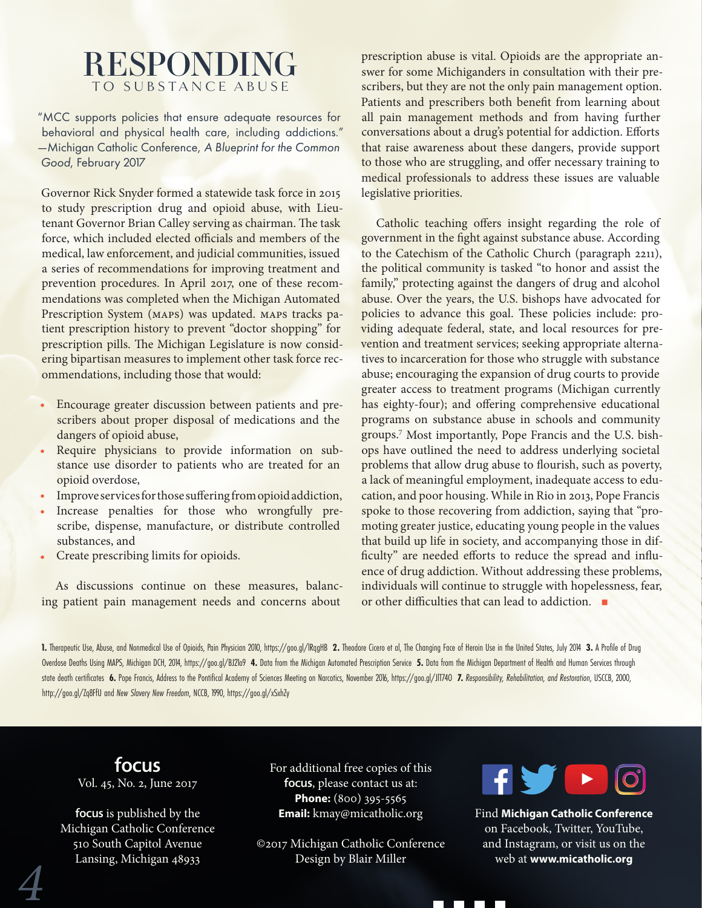# RESPONDING
## TO SUBSTANCE ABUSE

"MCC supports policies that ensure adequate resources for behavioral and physical health care, including addictions." —Michigan Catholic Conference, *A Blueprint for the Common Good*, February 2017

Governor Rick Snyder formed a statewide task force in 2015 to study prescription drug and opioid abuse, with Lieutenant Governor Brian Calley serving as chairman. The task force, which included elected officials and members of the medical, law enforcement, and judicial communities, issued a series of recommendations for improving treatment and prevention procedures. In April 2017, one of these recommendations was completed when the Michigan Automated Prescription System (MAPS) was updated. MAPS tracks patient prescription history to prevent "doctor shopping" for prescription pills. The Michigan Legislature is now considering bipartisan measures to implement other task force recommendations, including those that would:

- Encourage greater discussion between patients and prescribers about proper disposal of medications and the dangers of opioid abuse,
- Require physicians to provide information on substance use disorder to patients who are treated for an opioid overdose,
- Improve services for those suffering from opioid addiction,
- Increase penalties for those who wrongfully prescribe, dispense, manufacture, or distribute controlled substances, and
- Create prescribing limits for opioids.

As discussions continue on these measures, balancing patient pain management needs and concerns about prescription abuse is vital. Opioids are the appropriate answer for some Michiganders in consultation with their prescribers, but they are not the only pain management option. Patients and prescribers both benefit from learning about all pain management methods and from having further conversations about a drug's potential for addiction. Efforts that raise awareness about these dangers, provide support to those who are struggling, and offer necessary training to medical professionals to address these issues are valuable legislative priorities.

Catholic teaching offers insight regarding the role of government in the fight against substance abuse. According to the Catechism of the Catholic Church (paragraph 2211), the political community is tasked "to honor and assist the family," protecting against the dangers of drug and alcohol abuse. Over the years, the U.S. bishops have advocated for policies to advance this goal. These policies include: providing adequate federal, state, and local resources for prevention and treatment services; seeking appropriate alternatives to incarceration for those who struggle with substance abuse; encouraging the expansion of drug courts to provide greater access to treatment programs (Michigan currently has eighty-four); and offering comprehensive educational programs on substance abuse in schools and community groups.[7] Most importantly, Pope Francis and the U.S. bishops have outlined the need to address underlying societal problems that allow drug abuse to flourish, such as poverty, a lack of meaningful employment, inadequate access to education, and poor housing. While in Rio in 2013, Pope Francis spoke to those recovering from addiction, saying that "promoting greater justice, educating young people in the values that build up life in society, and accompanying those in difficulty" are needed efforts to reduce the spread and influence of drug addiction. Without addressing these problems, individuals will continue to struggle with hopelessness, fear, or other difficulties that can lead to addiction. ■

**1.** Therapeutic Use, Abuse, and Nonmedical Use of Opioids, Pain Physician 2010, https://goo.gl/lRqgHB **2.** Theodore Cicero et al, The Changing Face of Heroin Use in the United States, July 2014 **3.** A Profile of Drug Overdose Deaths Using MAPS, Michigan DCH, 2014, https://goo.gl/BJ21o9 **4.** Data from the Michigan Automated Prescription Service **5.** Data from the Michigan Department of Health and Human Services through state death certificates **6.** Pope Francis, Address to the Pontifical Academy of Sciences Meeting on Narcotics, November 2016, https://goo.gl/JlT740 **7.** *Responsibility, Rehabilitation, and Restoration*, USCCB, 2000, http://goo.gl/Zq8FfU and *New Slavery New Freedom*, NCCB, 1990, https://goo.gl/xSxhZy

**focus**
Vol. 45, No. 2, June 2017

**focus** is published by the Michigan Catholic Conference
510 South Capitol Avenue
Lansing, Michigan 48933

For additional free copies of this **focus**, please contact us at:
**Phone:** (800) 395-5565
**Email:** kmay@micatholic.org

©2017 Michigan Catholic Conference
Design by Blair Miller

Find **Michigan Catholic Conference** on Facebook, Twitter, YouTube, and Instagram, or visit us on the web at **www.micatholic.org**